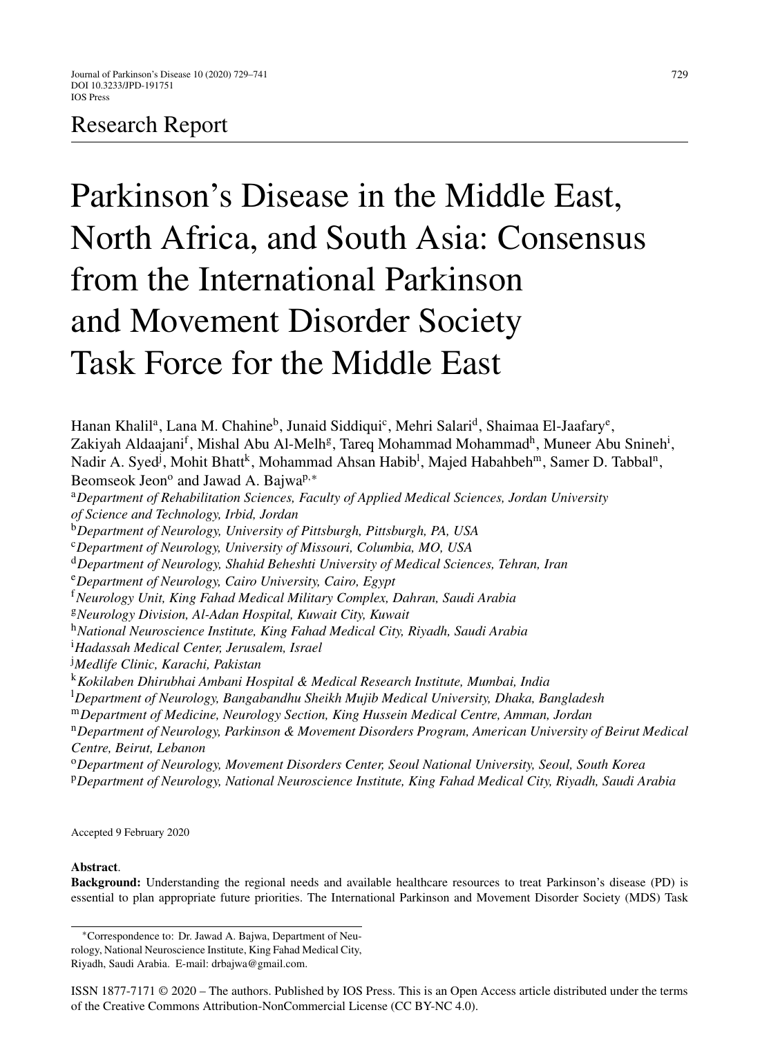Research Report

# Parkinson's Disease in the Middle East, North Africa, and South Asia: Consensus from the International Parkinson and Movement Disorder Society Task Force for the Middle East

Hanan Khalil[a], Lana M. Chahine[b], Junaid Siddiqui[c], Mehri Salari[d], Shaimaa El-Jaafary[e], Zakiyah Aldaajani[f], Mishal Abu Al-Melh[g], Tareq Mohammad Mohammad[h], Muneer Abu Snineh[i], Nadir A. Syed[j], Mohit Bhatt[k], Mohammad Ahsan Habib[l], Majed Habahbeh[m], Samer D. Tabbal[n], Beomseok Jeon[o] and Jawad A. Bajwa[p,*]

[a]*Department of Rehabilitation Sciences, Faculty of Applied Medical Sciences, Jordan University of Science and Technology, Irbid, Jordan*
[b]*Department of Neurology, University of Pittsburgh, Pittsburgh, PA, USA*
[c]*Department of Neurology, University of Missouri, Columbia, MO, USA*
[d]*Department of Neurology, Shahid Beheshti University of Medical Sciences, Tehran, Iran*
[e]*Department of Neurology, Cairo University, Cairo, Egypt*
[f]*Neurology Unit, King Fahad Medical Military Complex, Dahran, Saudi Arabia*
[g]*Neurology Division, Al-Adan Hospital, Kuwait City, Kuwait*
[h]*National Neuroscience Institute, King Fahad Medical City, Riyadh, Saudi Arabia*
[i]*Hadassah Medical Center, Jerusalem, Israel*
[j]*Medlife Clinic, Karachi, Pakistan*
[k]*Kokilaben Dhirubhai Ambani Hospital & Medical Research Institute, Mumbai, India*
[l]*Department of Neurology, Bangabandhu Sheikh Mujib Medical University, Dhaka, Bangladesh*
[m]*Department of Medicine, Neurology Section, King Hussein Medical Centre, Amman, Jordan*
[n]*Department of Neurology, Parkinson & Movement Disorders Program, American University of Beirut Medical Centre, Beirut, Lebanon*
[o]*Department of Neurology, Movement Disorders Center, Seoul National University, Seoul, South Korea*
[p]*Department of Neurology, National Neuroscience Institute, King Fahad Medical City, Riyadh, Saudi Arabia*

Accepted 9 February 2020

**Abstract**.

**Background:** Understanding the regional needs and available healthcare resources to treat Parkinson's disease (PD) is essential to plan appropriate future priorities. The International Parkinson and Movement Disorder Society (MDS) Task

*Correspondence to: Dr. Jawad A. Bajwa, Department of Neurology, National Neuroscience Institute, King Fahad Medical City, Riyadh, Saudi Arabia. E-mail: drbajwa@gmail.com.

ISSN 1877-7171 © 2020 – The authors. Published by IOS Press. This is an Open Access article distributed under the terms of the Creative Commons Attribution-NonCommercial License (CC BY-NC 4.0).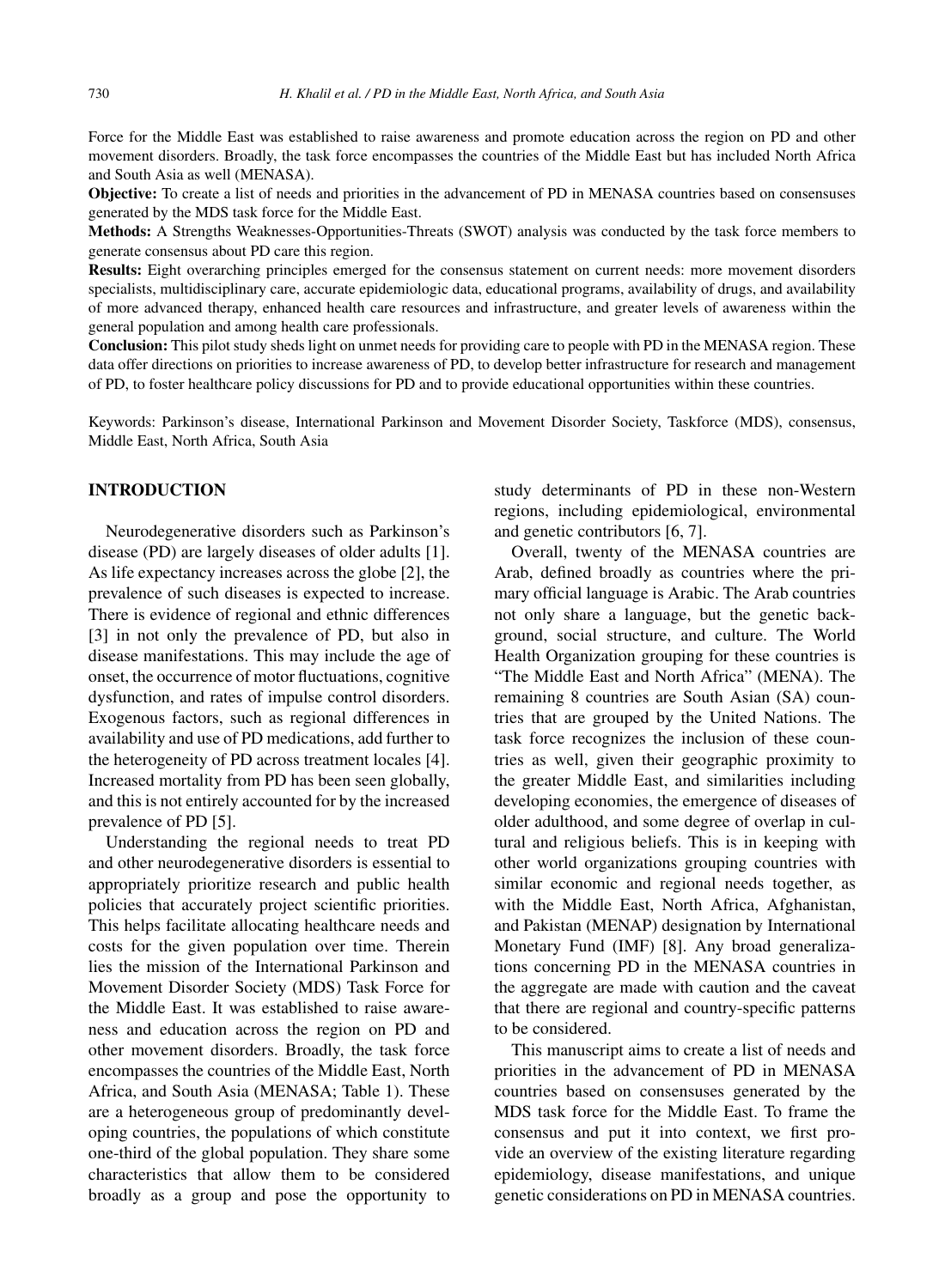Force for the Middle East was established to raise awareness and promote education across the region on PD and other movement disorders. Broadly, the task force encompasses the countries of the Middle East but has included North Africa and South Asia as well (MENASA).

**Objective:** To create a list of needs and priorities in the advancement of PD in MENASA countries based on consensuses generated by the MDS task force for the Middle East.

**Methods:** A Strengths Weaknesses-Opportunities-Threats (SWOT) analysis was conducted by the task force members to generate consensus about PD care this region.

**Results:** Eight overarching principles emerged for the consensus statement on current needs: more movement disorders specialists, multidisciplinary care, accurate epidemiologic data, educational programs, availability of drugs, and availability of more advanced therapy, enhanced health care resources and infrastructure, and greater levels of awareness within the general population and among health care professionals.

**Conclusion:** This pilot study sheds light on unmet needs for providing care to people with PD in the MENASA region. These data offer directions on priorities to increase awareness of PD, to develop better infrastructure for research and management of PD, to foster healthcare policy discussions for PD and to provide educational opportunities within these countries.

Keywords: Parkinson's disease, International Parkinson and Movement Disorder Society, Taskforce (MDS), consensus, Middle East, North Africa, South Asia

## INTRODUCTION

Neurodegenerative disorders such as Parkinson's disease (PD) are largely diseases of older adults [1]. As life expectancy increases across the globe [2], the prevalence of such diseases is expected to increase. There is evidence of regional and ethnic differences [3] in not only the prevalence of PD, but also in disease manifestations. This may include the age of onset, the occurrence of motor fluctuations, cognitive dysfunction, and rates of impulse control disorders. Exogenous factors, such as regional differences in availability and use of PD medications, add further to the heterogeneity of PD across treatment locales [4]. Increased mortality from PD has been seen globally, and this is not entirely accounted for by the increased prevalence of PD [5].

Understanding the regional needs to treat PD and other neurodegenerative disorders is essential to appropriately prioritize research and public health policies that accurately project scientific priorities. This helps facilitate allocating healthcare needs and costs for the given population over time. Therein lies the mission of the International Parkinson and Movement Disorder Society (MDS) Task Force for the Middle East. It was established to raise awareness and education across the region on PD and other movement disorders. Broadly, the task force encompasses the countries of the Middle East, North Africa, and South Asia (MENASA; Table 1). These are a heterogeneous group of predominantly developing countries, the populations of which constitute one-third of the global population. They share some characteristics that allow them to be considered broadly as a group and pose the opportunity to study determinants of PD in these non-Western regions, including epidemiological, environmental and genetic contributors [6, 7].

Overall, twenty of the MENASA countries are Arab, defined broadly as countries where the primary official language is Arabic. The Arab countries not only share a language, but the genetic background, social structure, and culture. The World Health Organization grouping for these countries is "The Middle East and North Africa" (MENA). The remaining 8 countries are South Asian (SA) countries that are grouped by the United Nations. The task force recognizes the inclusion of these countries as well, given their geographic proximity to the greater Middle East, and similarities including developing economies, the emergence of diseases of older adulthood, and some degree of overlap in cultural and religious beliefs. This is in keeping with other world organizations grouping countries with similar economic and regional needs together, as with the Middle East, North Africa, Afghanistan, and Pakistan (MENAP) designation by International Monetary Fund (IMF) [8]. Any broad generalizations concerning PD in the MENASA countries in the aggregate are made with caution and the caveat that there are regional and country-specific patterns to be considered.

This manuscript aims to create a list of needs and priorities in the advancement of PD in MENASA countries based on consensuses generated by the MDS task force for the Middle East. To frame the consensus and put it into context, we first provide an overview of the existing literature regarding epidemiology, disease manifestations, and unique genetic considerations on PD in MENASA countries.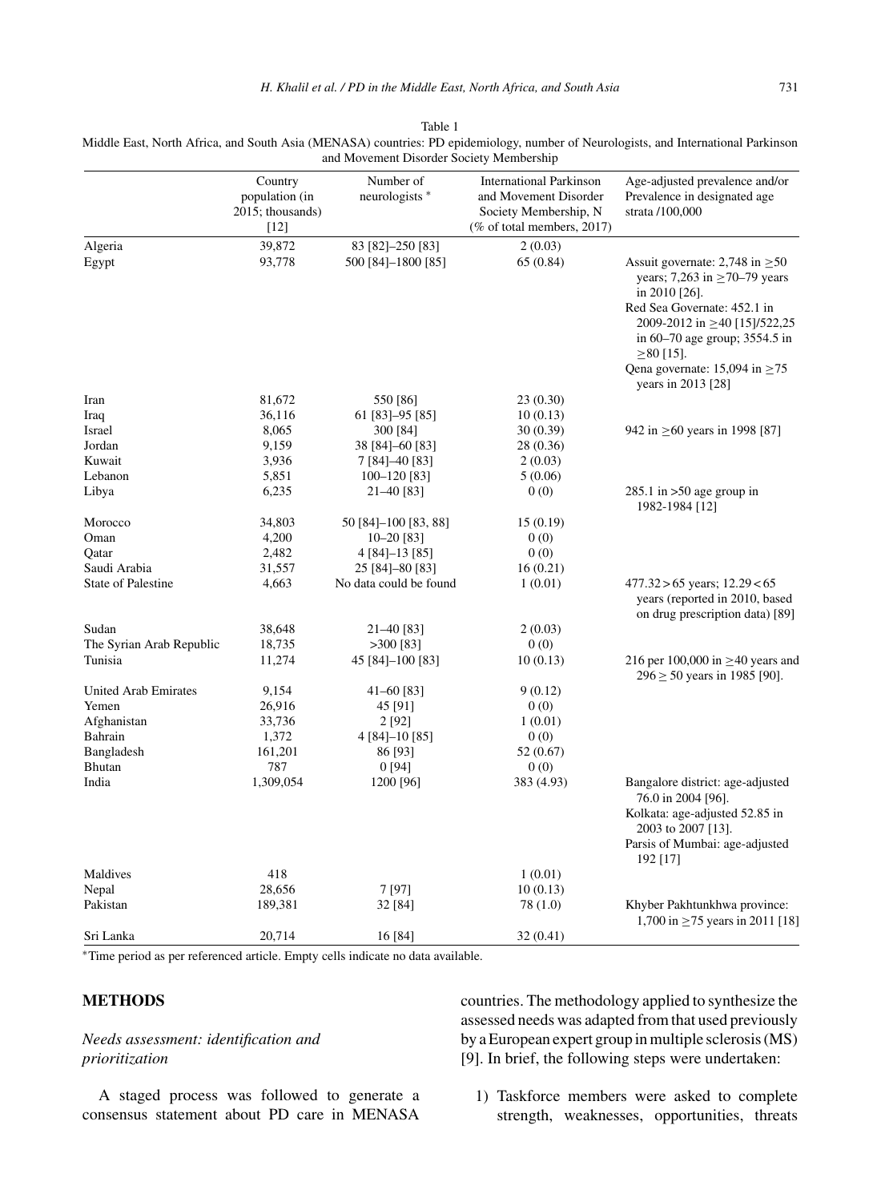Table 1

Middle East, North Africa, and South Asia (MENASA) countries: PD epidemiology, number of Neurologists, and International Parkinson and Movement Disorder Society Membership

| | Country population (in 2015; thousands) [12] | Number of neurologists * | International Parkinson and Movement Disorder Society Membership, N (% of total members, 2017) | Age-adjusted prevalence and/or Prevalence in designated age strata /100,000 |
|---|---|---|---|---|
| Algeria | 39,872 | 83 [82]–250 [83] | 2 (0.03) | |
| Egypt | 93,778 | 500 [84]–1800 [85] | 65 (0.84) | Assuit governate: 2,748 in ≥50 years; 7,263 in ≥70–79 years in 2010 [26]. Red Sea Governate: 452.1 in 2009-2012 in ≥40 [15]/522,25 in 60–70 age group; 3554.5 in ≥80 [15]. Qena governate: 15,094 in ≥75 years in 2013 [28] |
| Iran | 81,672 | 550 [86] | 23 (0.30) | |
| Iraq | 36,116 | 61 [83]–95 [85] | 10 (0.13) | |
| Israel | 8,065 | 300 [84] | 30 (0.39) | 942 in ≥60 years in 1998 [87] |
| Jordan | 9,159 | 38 [84]–60 [83] | 28 (0.36) | |
| Kuwait | 3,936 | 7 [84]–40 [83] | 2 (0.03) | |
| Lebanon | 5,851 | 100–120 [83] | 5 (0.06) | |
| Libya | 6,235 | 21–40 [83] | 0 (0) | 285.1 in >50 age group in 1982-1984 [12] |
| Morocco | 34,803 | 50 [84]–100 [83, 88] | 15 (0.19) | |
| Oman | 4,200 | 10–20 [83] | 0 (0) | |
| Qatar | 2,482 | 4 [84]–13 [85] | 0 (0) | |
| Saudi Arabia | 31,557 | 25 [84]–80 [83] | 16 (0.21) | |
| State of Palestine | 4,663 | No data could be found | 1 (0.01) | 477.32 > 65 years; 12.29 < 65 years (reported in 2010, based on drug prescription data) [89] |
| Sudan | 38,648 | 21–40 [83] | 2 (0.03) | |
| The Syrian Arab Republic | 18,735 | >300 [83] | 0 (0) | |
| Tunisia | 11,274 | 45 [84]–100 [83] | 10 (0.13) | 216 per 100,000 in ≥40 years and 296 ≥ 50 years in 1985 [90]. |
| United Arab Emirates | 9,154 | 41–60 [83] | 9 (0.12) | |
| Yemen | 26,916 | 45 [91] | 0 (0) | |
| Afghanistan | 33,736 | 2 [92] | 1 (0.01) | |
| Bahrain | 1,372 | 4 [84]–10 [85] | 0 (0) | |
| Bangladesh | 161,201 | 86 [93] | 52 (0.67) | |
| Bhutan | 787 | 0 [94] | 0 (0) | |
| India | 1,309,054 | 1200 [96] | 383 (4.93) | Bangalore district: age-adjusted 76.0 in 2004 [96]. Kolkata: age-adjusted 52.85 in 2003 to 2007 [13]. Parsis of Mumbai: age-adjusted 192 [17] |
| Maldives | 418 | | 1 (0.01) | |
| Nepal | 28,656 | 7 [97] | 10 (0.13) | |
| Pakistan | 189,381 | 32 [84] | 78 (1.0) | Khyber Pakhtunkhwa province: 1,700 in ≥75 years in 2011 [18] |
| Sri Lanka | 20,714 | 16 [84] | 32 (0.41) | |

*Time period as per referenced article. Empty cells indicate no data available.

## METHODS

### *Needs assessment: identification and prioritization*

A staged process was followed to generate a consensus statement about PD care in MENASA countries. The methodology applied to synthesize the assessed needs was adapted from that used previously by a European expert group in multiple sclerosis (MS) [9]. In brief, the following steps were undertaken:

1) Taskforce members were asked to complete strength, weaknesses, opportunities, threats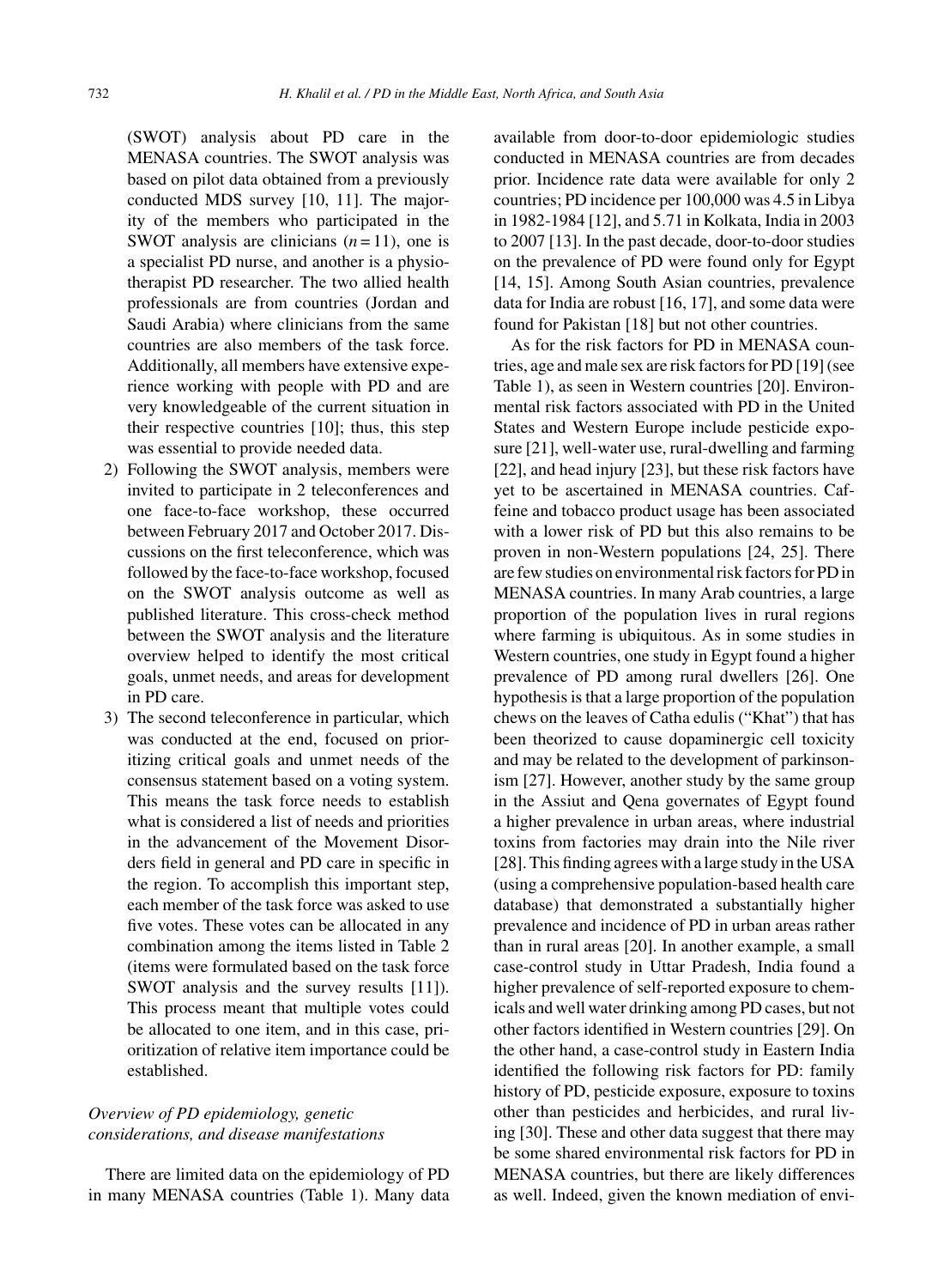(SWOT) analysis about PD care in the MENASA countries. The SWOT analysis was based on pilot data obtained from a previously conducted MDS survey [10, 11]. The majority of the members who participated in the SWOT analysis are clinicians ($n = 11$), one is a specialist PD nurse, and another is a physiotherapist PD researcher. The two allied health professionals are from countries (Jordan and Saudi Arabia) where clinicians from the same countries are also members of the task force. Additionally, all members have extensive experience working with people with PD and are very knowledgeable of the current situation in their respective countries [10]; thus, this step was essential to provide needed data.

2) Following the SWOT analysis, members were invited to participate in 2 teleconferences and one face-to-face workshop, these occurred between February 2017 and October 2017. Discussions on the first teleconference, which was followed by the face-to-face workshop, focused on the SWOT analysis outcome as well as published literature. This cross-check method between the SWOT analysis and the literature overview helped to identify the most critical goals, unmet needs, and areas for development in PD care.
3) The second teleconference in particular, which was conducted at the end, focused on prioritizing critical goals and unmet needs of the consensus statement based on a voting system. This means the task force needs to establish what is considered a list of needs and priorities in the advancement of the Movement Disorders field in general and PD care in specific in the region. To accomplish this important step, each member of the task force was asked to use five votes. These votes can be allocated in any combination among the items listed in Table 2 (items were formulated based on the task force SWOT analysis and the survey results [11]). This process meant that multiple votes could be allocated to one item, and in this case, prioritization of relative item importance could be established.

### *Overview of PD epidemiology, genetic considerations, and disease manifestations*

There are limited data on the epidemiology of PD in many MENASA countries (Table 1). Many data available from door-to-door epidemiologic studies conducted in MENASA countries are from decades prior. Incidence rate data were available for only 2 countries; PD incidence per 100,000 was 4.5 in Libya in 1982-1984 [12], and 5.71 in Kolkata, India in 2003 to 2007 [13]. In the past decade, door-to-door studies on the prevalence of PD were found only for Egypt [14, 15]. Among South Asian countries, prevalence data for India are robust [16, 17], and some data were found for Pakistan [18] but not other countries.

As for the risk factors for PD in MENASA countries, age and male sex are risk factors for PD [19] (see Table 1), as seen in Western countries [20]. Environmental risk factors associated with PD in the United States and Western Europe include pesticide exposure [21], well-water use, rural-dwelling and farming [22], and head injury [23], but these risk factors have yet to be ascertained in MENASA countries. Caffeine and tobacco product usage has been associated with a lower risk of PD but this also remains to be proven in non-Western populations [24, 25]. There are few studies on environmental risk factors for PD in MENASA countries. In many Arab countries, a large proportion of the population lives in rural regions where farming is ubiquitous. As in some studies in Western countries, one study in Egypt found a higher prevalence of PD among rural dwellers [26]. One hypothesis is that a large proportion of the population chews on the leaves of Catha edulis ("Khat") that has been theorized to cause dopaminergic cell toxicity and may be related to the development of parkinsonism [27]. However, another study by the same group in the Assiut and Qena governates of Egypt found a higher prevalence in urban areas, where industrial toxins from factories may drain into the Nile river [28]. This finding agrees with a large study in the USA (using a comprehensive population-based health care database) that demonstrated a substantially higher prevalence and incidence of PD in urban areas rather than in rural areas [20]. In another example, a small case-control study in Uttar Pradesh, India found a higher prevalence of self-reported exposure to chemicals and well water drinking among PD cases, but not other factors identified in Western countries [29]. On the other hand, a case-control study in Eastern India identified the following risk factors for PD: family history of PD, pesticide exposure, exposure to toxins other than pesticides and herbicides, and rural living [30]. These and other data suggest that there may be some shared environmental risk factors for PD in MENASA countries, but there are likely differences as well. Indeed, given the known mediation of envi-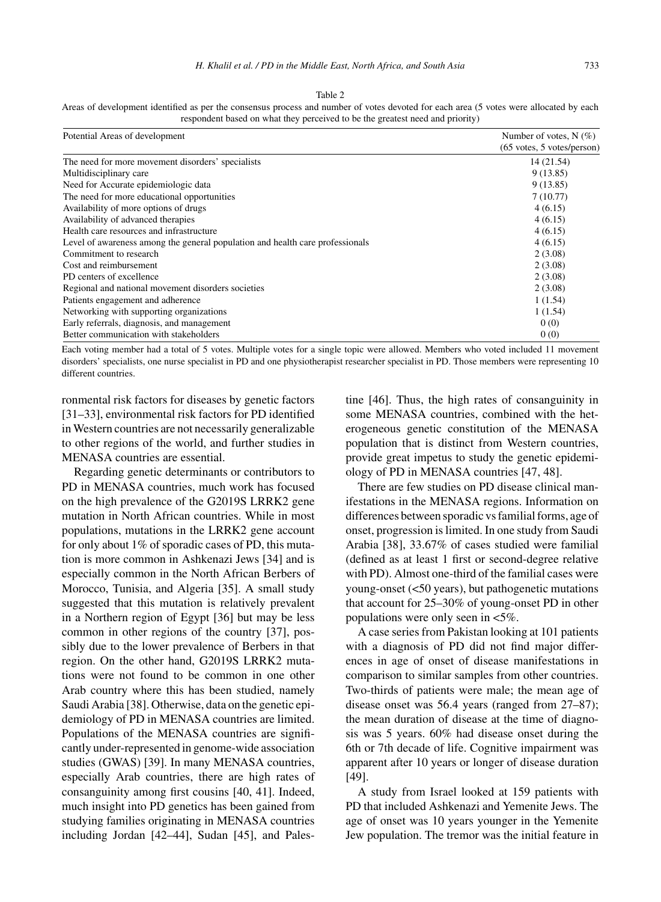Table 2
Areas of development identified as per the consensus process and number of votes devoted for each area (5 votes were allocated by each respondent based on what they perceived to be the greatest need and priority)

| Potential Areas of development | Number of votes, N (%) (65 votes, 5 votes/person) |
|---|---|
| The need for more movement disorders' specialists | 14 (21.54) |
| Multidisciplinary care | 9 (13.85) |
| Need for Accurate epidemiologic data | 9 (13.85) |
| The need for more educational opportunities | 7 (10.77) |
| Availability of more options of drugs | 4 (6.15) |
| Availability of advanced therapies | 4 (6.15) |
| Health care resources and infrastructure | 4 (6.15) |
| Level of awareness among the general population and health care professionals | 4 (6.15) |
| Commitment to research | 2 (3.08) |
| Cost and reimbursement | 2 (3.08) |
| PD centers of excellence | 2 (3.08) |
| Regional and national movement disorders societies | 2 (3.08) |
| Patients engagement and adherence | 1 (1.54) |
| Networking with supporting organizations | 1 (1.54) |
| Early referrals, diagnosis, and management | 0 (0) |
| Better communication with stakeholders | 0 (0) |

Each voting member had a total of 5 votes. Multiple votes for a single topic were allowed. Members who voted included 11 movement disorders' specialists, one nurse specialist in PD and one physiotherapist researcher specialist in PD. Those members were representing 10 different countries.

ronmental risk factors for diseases by genetic factors [31–33], environmental risk factors for PD identified in Western countries are not necessarily generalizable to other regions of the world, and further studies in MENASA countries are essential.

Regarding genetic determinants or contributors to PD in MENASA countries, much work has focused on the high prevalence of the G2019S LRRK2 gene mutation in North African countries. While in most populations, mutations in the LRRK2 gene account for only about 1% of sporadic cases of PD, this mutation is more common in Ashkenazi Jews [34] and is especially common in the North African Berbers of Morocco, Tunisia, and Algeria [35]. A small study suggested that this mutation is relatively prevalent in a Northern region of Egypt [36] but may be less common in other regions of the country [37], possibly due to the lower prevalence of Berbers in that region. On the other hand, G2019S LRRK2 mutations were not found to be common in one other Arab country where this has been studied, namely Saudi Arabia [38]. Otherwise, data on the genetic epidemiology of PD in MENASA countries are limited. Populations of the MENASA countries are significantly under-represented in genome-wide association studies (GWAS) [39]. In many MENASA countries, especially Arab countries, there are high rates of consanguinity among first cousins [40, 41]. Indeed, much insight into PD genetics has been gained from studying families originating in MENASA countries including Jordan [42–44], Sudan [45], and Palestine [46]. Thus, the high rates of consanguinity in some MENASA countries, combined with the heterogeneous genetic constitution of the MENASA population that is distinct from Western countries, provide great impetus to study the genetic epidemiology of PD in MENASA countries [47, 48].

There are few studies on PD disease clinical manifestations in the MENASA regions. Information on differences between sporadic vs familial forms, age of onset, progression is limited. In one study from Saudi Arabia [38], 33.67% of cases studied were familial (defined as at least 1 first or second-degree relative with PD). Almost one-third of the familial cases were young-onset (<50 years), but pathogenetic mutations that account for 25–30% of young-onset PD in other populations were only seen in <5%.

A case series from Pakistan looking at 101 patients with a diagnosis of PD did not find major differences in age of onset of disease manifestations in comparison to similar samples from other countries. Two-thirds of patients were male; the mean age of disease onset was 56.4 years (ranged from 27–87); the mean duration of disease at the time of diagnosis was 5 years. 60% had disease onset during the 6th or 7th decade of life. Cognitive impairment was apparent after 10 years or longer of disease duration [49].

A study from Israel looked at 159 patients with PD that included Ashkenazi and Yemenite Jews. The age of onset was 10 years younger in the Yemenite Jew population. The tremor was the initial feature in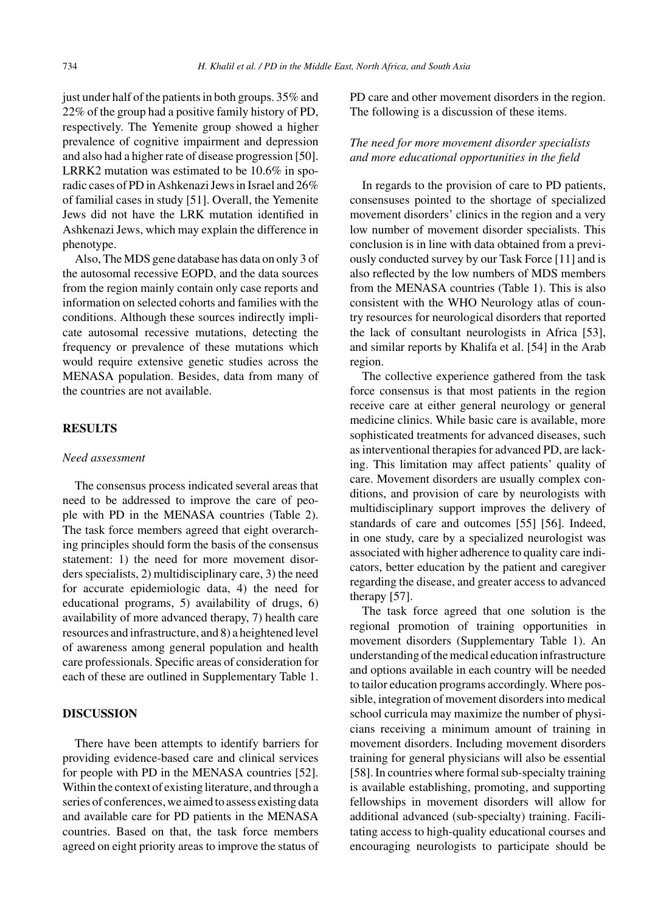just under half of the patients in both groups. 35% and 22% of the group had a positive family history of PD, respectively. The Yemenite group showed a higher prevalence of cognitive impairment and depression and also had a higher rate of disease progression [50]. LRRK2 mutation was estimated to be 10.6% in sporadic cases of PD in Ashkenazi Jews in Israel and 26% of familial cases in study [51]. Overall, the Yemenite Jews did not have the LRK mutation identified in Ashkenazi Jews, which may explain the difference in phenotype.

Also, The MDS gene database has data on only 3 of the autosomal recessive EOPD, and the data sources from the region mainly contain only case reports and information on selected cohorts and families with the conditions. Although these sources indirectly implicate autosomal recessive mutations, detecting the frequency or prevalence of these mutations which would require extensive genetic studies across the MENASA population. Besides, data from many of the countries are not available.

## RESULTS

### *Need assessment*

The consensus process indicated several areas that need to be addressed to improve the care of people with PD in the MENASA countries (Table 2). The task force members agreed that eight overarching principles should form the basis of the consensus statement: 1) the need for more movement disorders specialists, 2) multidisciplinary care, 3) the need for accurate epidemiologic data, 4) the need for educational programs, 5) availability of drugs, 6) availability of more advanced therapy, 7) health care resources and infrastructure, and 8) a heightened level of awareness among general population and health care professionals. Specific areas of consideration for each of these are outlined in Supplementary Table 1.

## DISCUSSION

There have been attempts to identify barriers for providing evidence-based care and clinical services for people with PD in the MENASA countries [52]. Within the context of existing literature, and through a series of conferences, we aimed to assess existing data and available care for PD patients in the MENASA countries. Based on that, the task force members agreed on eight priority areas to improve the status of PD care and other movement disorders in the region. The following is a discussion of these items.

### *The need for more movement disorder specialists and more educational opportunities in the field*

In regards to the provision of care to PD patients, consensuses pointed to the shortage of specialized movement disorders' clinics in the region and a very low number of movement disorder specialists. This conclusion is in line with data obtained from a previously conducted survey by our Task Force [11] and is also reflected by the low numbers of MDS members from the MENASA countries (Table 1). This is also consistent with the WHO Neurology atlas of country resources for neurological disorders that reported the lack of consultant neurologists in Africa [53], and similar reports by Khalifa et al. [54] in the Arab region.

The collective experience gathered from the task force consensus is that most patients in the region receive care at either general neurology or general medicine clinics. While basic care is available, more sophisticated treatments for advanced diseases, such as interventional therapies for advanced PD, are lacking. This limitation may affect patients' quality of care. Movement disorders are usually complex conditions, and provision of care by neurologists with multidisciplinary support improves the delivery of standards of care and outcomes [55] [56]. Indeed, in one study, care by a specialized neurologist was associated with higher adherence to quality care indicators, better education by the patient and caregiver regarding the disease, and greater access to advanced therapy [57].

The task force agreed that one solution is the regional promotion of training opportunities in movement disorders (Supplementary Table 1). An understanding of the medical education infrastructure and options available in each country will be needed to tailor education programs accordingly. Where possible, integration of movement disorders into medical school curricula may maximize the number of physicians receiving a minimum amount of training in movement disorders. Including movement disorders training for general physicians will also be essential [58]. In countries where formal sub-specialty training is available establishing, promoting, and supporting fellowships in movement disorders will allow for additional advanced (sub-specialty) training. Facilitating access to high-quality educational courses and encouraging neurologists to participate should be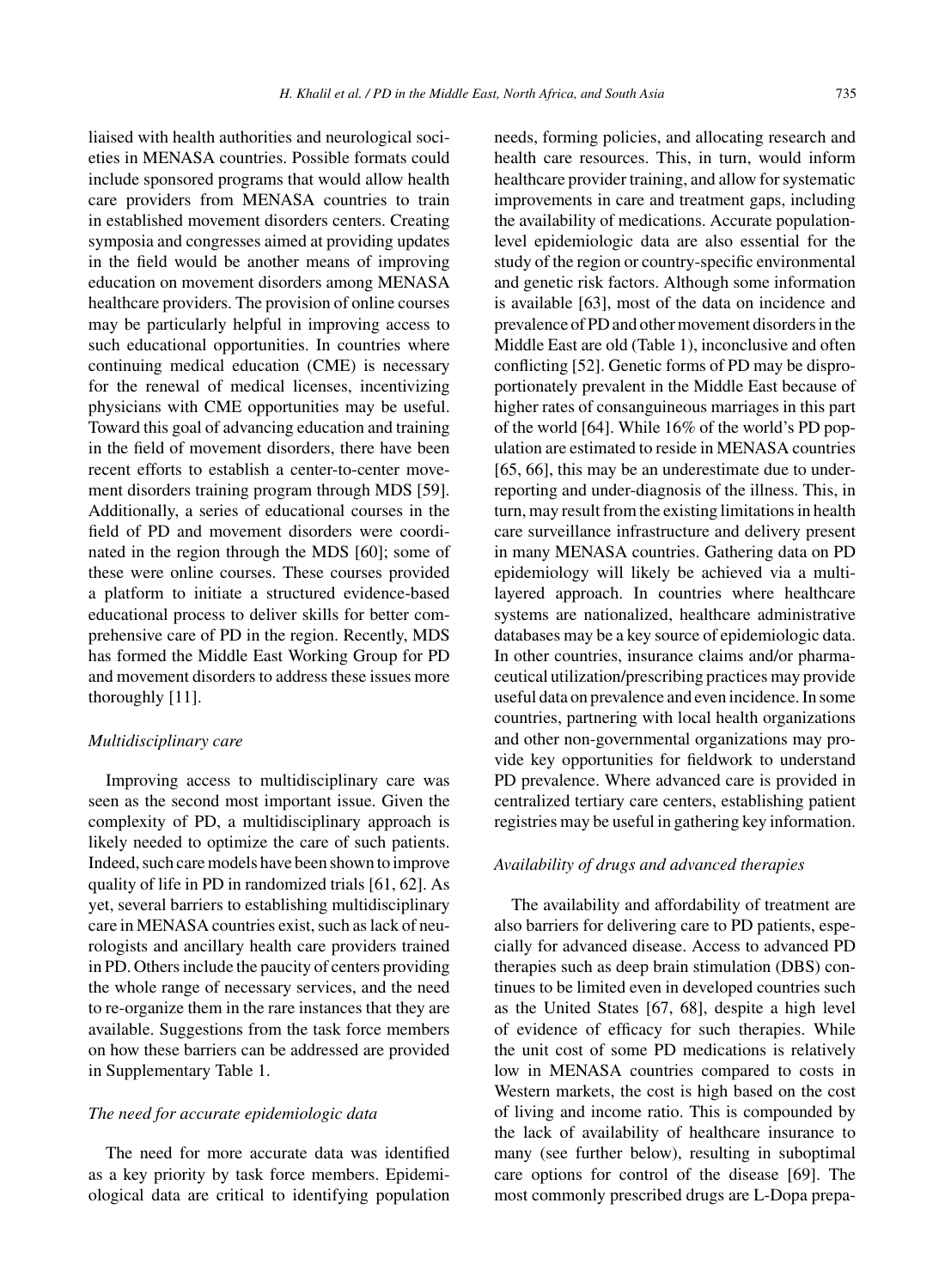liaised with health authorities and neurological societies in MENASA countries. Possible formats could include sponsored programs that would allow health care providers from MENASA countries to train in established movement disorders centers. Creating symposia and congresses aimed at providing updates in the field would be another means of improving education on movement disorders among MENASA healthcare providers. The provision of online courses may be particularly helpful in improving access to such educational opportunities. In countries where continuing medical education (CME) is necessary for the renewal of medical licenses, incentivizing physicians with CME opportunities may be useful. Toward this goal of advancing education and training in the field of movement disorders, there have been recent efforts to establish a center-to-center movement disorders training program through MDS [59]. Additionally, a series of educational courses in the field of PD and movement disorders were coordinated in the region through the MDS [60]; some of these were online courses. These courses provided a platform to initiate a structured evidence-based educational process to deliver skills for better comprehensive care of PD in the region. Recently, MDS has formed the Middle East Working Group for PD and movement disorders to address these issues more thoroughly [11].

### *Multidisciplinary care*

Improving access to multidisciplinary care was seen as the second most important issue. Given the complexity of PD, a multidisciplinary approach is likely needed to optimize the care of such patients. Indeed, such care models have been shown to improve quality of life in PD in randomized trials [61, 62]. As yet, several barriers to establishing multidisciplinary care in MENASA countries exist, such as lack of neurologists and ancillary health care providers trained in PD. Others include the paucity of centers providing the whole range of necessary services, and the need to re-organize them in the rare instances that they are available. Suggestions from the task force members on how these barriers can be addressed are provided in Supplementary Table 1.

### *The need for accurate epidemiologic data*

The need for more accurate data was identified as a key priority by task force members. Epidemiological data are critical to identifying population needs, forming policies, and allocating research and health care resources. This, in turn, would inform healthcare provider training, and allow for systematic improvements in care and treatment gaps, including the availability of medications. Accurate population-level epidemiologic data are also essential for the study of the region or country-specific environmental and genetic risk factors. Although some information is available [63], most of the data on incidence and prevalence of PD and other movement disorders in the Middle East are old (Table 1), inconclusive and often conflicting [52]. Genetic forms of PD may be disproportionately prevalent in the Middle East because of higher rates of consanguineous marriages in this part of the world [64]. While 16% of the world's PD population are estimated to reside in MENASA countries [65, 66], this may be an underestimate due to under-reporting and under-diagnosis of the illness. This, in turn, may result from the existing limitations in health care surveillance infrastructure and delivery present in many MENASA countries. Gathering data on PD epidemiology will likely be achieved via a multi-layered approach. In countries where healthcare systems are nationalized, healthcare administrative databases may be a key source of epidemiologic data. In other countries, insurance claims and/or pharmaceutical utilization/prescribing practices may provide useful data on prevalence and even incidence. In some countries, partnering with local health organizations and other non-governmental organizations may provide key opportunities for fieldwork to understand PD prevalence. Where advanced care is provided in centralized tertiary care centers, establishing patient registries may be useful in gathering key information.

### *Availability of drugs and advanced therapies*

The availability and affordability of treatment are also barriers for delivering care to PD patients, especially for advanced disease. Access to advanced PD therapies such as deep brain stimulation (DBS) continues to be limited even in developed countries such as the United States [67, 68], despite a high level of evidence of efficacy for such therapies. While the unit cost of some PD medications is relatively low in MENASA countries compared to costs in Western markets, the cost is high based on the cost of living and income ratio. This is compounded by the lack of availability of healthcare insurance to many (see further below), resulting in suboptimal care options for control of the disease [69]. The most commonly prescribed drugs are L-Dopa prepa-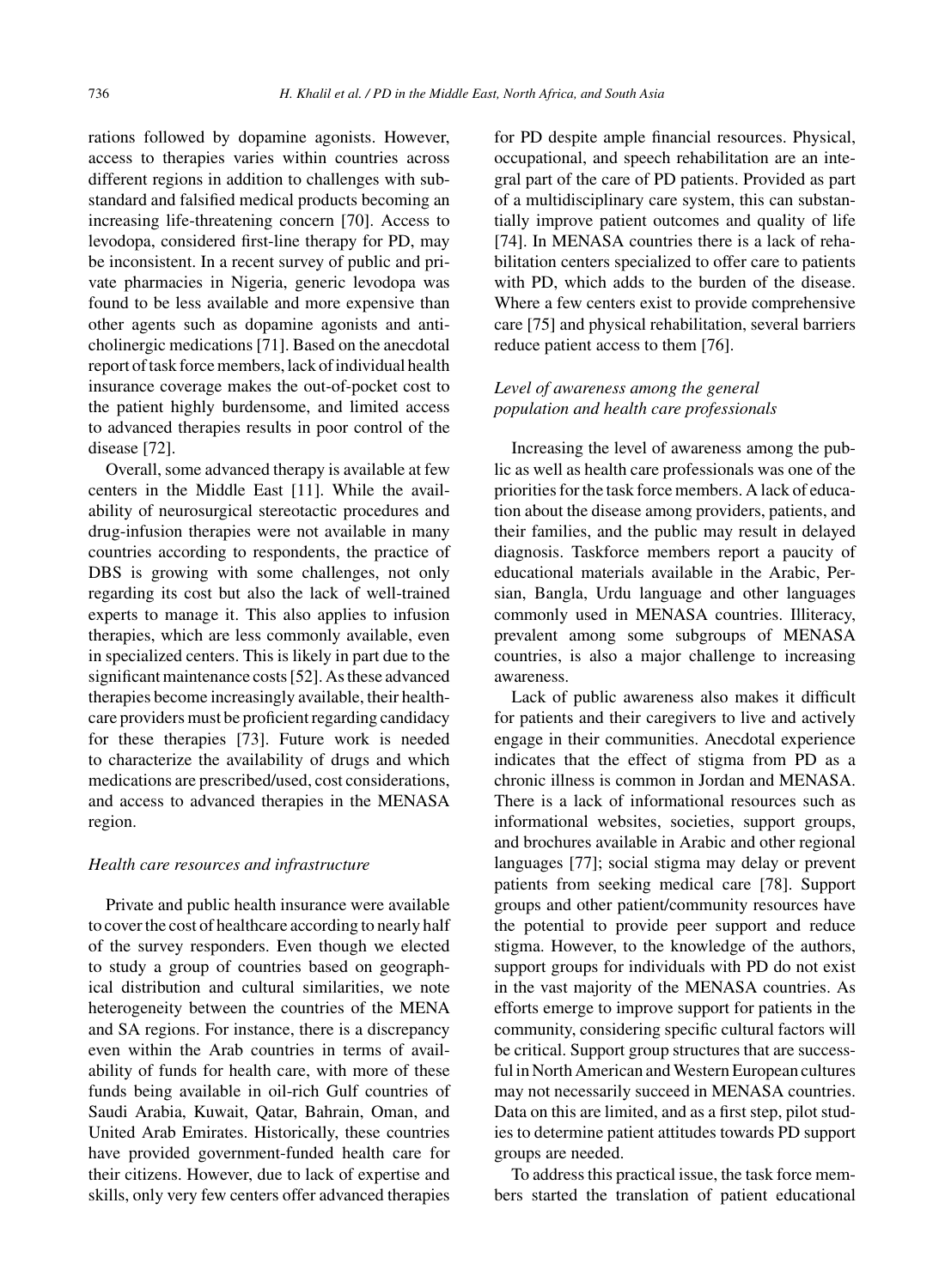rations followed by dopamine agonists. However, access to therapies varies within countries across different regions in addition to challenges with substandard and falsified medical products becoming an increasing life-threatening concern [70]. Access to levodopa, considered first-line therapy for PD, may be inconsistent. In a recent survey of public and private pharmacies in Nigeria, generic levodopa was found to be less available and more expensive than other agents such as dopamine agonists and anticholinergic medications [71]. Based on the anecdotal report of task force members, lack of individual health insurance coverage makes the out-of-pocket cost to the patient highly burdensome, and limited access to advanced therapies results in poor control of the disease [72].

Overall, some advanced therapy is available at few centers in the Middle East [11]. While the availability of neurosurgical stereotactic procedures and drug-infusion therapies were not available in many countries according to respondents, the practice of DBS is growing with some challenges, not only regarding its cost but also the lack of well-trained experts to manage it. This also applies to infusion therapies, which are less commonly available, even in specialized centers. This is likely in part due to the significant maintenance costs [52]. As these advanced therapies become increasingly available, their healthcare providers must be proficient regarding candidacy for these therapies [73]. Future work is needed to characterize the availability of drugs and which medications are prescribed/used, cost considerations, and access to advanced therapies in the MENASA region.

### *Health care resources and infrastructure*

Private and public health insurance were available to cover the cost of healthcare according to nearly half of the survey responders. Even though we elected to study a group of countries based on geographical distribution and cultural similarities, we note heterogeneity between the countries of the MENA and SA regions. For instance, there is a discrepancy even within the Arab countries in terms of availability of funds for health care, with more of these funds being available in oil-rich Gulf countries of Saudi Arabia, Kuwait, Qatar, Bahrain, Oman, and United Arab Emirates. Historically, these countries have provided government-funded health care for their citizens. However, due to lack of expertise and skills, only very few centers offer advanced therapies for PD despite ample financial resources. Physical, occupational, and speech rehabilitation are an integral part of the care of PD patients. Provided as part of a multidisciplinary care system, this can substantially improve patient outcomes and quality of life [74]. In MENASA countries there is a lack of rehabilitation centers specialized to offer care to patients with PD, which adds to the burden of the disease. Where a few centers exist to provide comprehensive care [75] and physical rehabilitation, several barriers reduce patient access to them [76].

### *Level of awareness among the general population and health care professionals*

Increasing the level of awareness among the public as well as health care professionals was one of the priorities for the task force members. A lack of education about the disease among providers, patients, and their families, and the public may result in delayed diagnosis. Taskforce members report a paucity of educational materials available in the Arabic, Persian, Bangla, Urdu language and other languages commonly used in MENASA countries. Illiteracy, prevalent among some subgroups of MENASA countries, is also a major challenge to increasing awareness.

Lack of public awareness also makes it difficult for patients and their caregivers to live and actively engage in their communities. Anecdotal experience indicates that the effect of stigma from PD as a chronic illness is common in Jordan and MENASA. There is a lack of informational resources such as informational websites, societies, support groups, and brochures available in Arabic and other regional languages [77]; social stigma may delay or prevent patients from seeking medical care [78]. Support groups and other patient/community resources have the potential to provide peer support and reduce stigma. However, to the knowledge of the authors, support groups for individuals with PD do not exist in the vast majority of the MENASA countries. As efforts emerge to improve support for patients in the community, considering specific cultural factors will be critical. Support group structures that are successful in North American and Western European cultures may not necessarily succeed in MENASA countries. Data on this are limited, and as a first step, pilot studies to determine patient attitudes towards PD support groups are needed.

To address this practical issue, the task force members started the translation of patient educational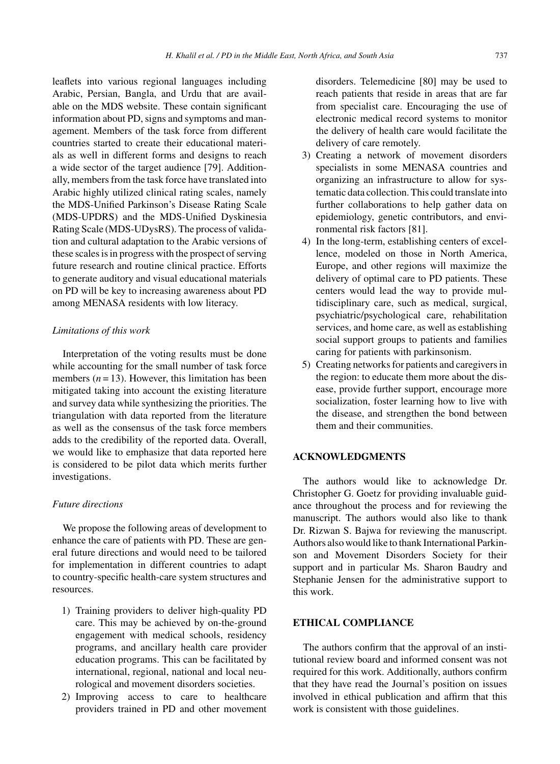leaflets into various regional languages including Arabic, Persian, Bangla, and Urdu that are available on the MDS website. These contain significant information about PD, signs and symptoms and management. Members of the task force from different countries started to create their educational materials as well in different forms and designs to reach a wide sector of the target audience [79]. Additionally, members from the task force have translated into Arabic highly utilized clinical rating scales, namely the MDS-Unified Parkinson's Disease Rating Scale (MDS-UPDRS) and the MDS-Unified Dyskinesia Rating Scale (MDS-UDysRS). The process of validation and cultural adaptation to the Arabic versions of these scales is in progress with the prospect of serving future research and routine clinical practice. Efforts to generate auditory and visual educational materials on PD will be key to increasing awareness about PD among MENASA residents with low literacy.

### *Limitations of this work*

Interpretation of the voting results must be done while accounting for the small number of task force members ($n = 13$). However, this limitation has been mitigated taking into account the existing literature and survey data while synthesizing the priorities. The triangulation with data reported from the literature as well as the consensus of the task force members adds to the credibility of the reported data. Overall, we would like to emphasize that data reported here is considered to be pilot data which merits further investigations.

### *Future directions*

We propose the following areas of development to enhance the care of patients with PD. These are general future directions and would need to be tailored for implementation in different countries to adapt to country-specific health-care system structures and resources.

1) Training providers to deliver high-quality PD care. This may be achieved by on-the-ground engagement with medical schools, residency programs, and ancillary health care provider education programs. This can be facilitated by international, regional, national and local neurological and movement disorders societies.
2) Improving access to care to healthcare providers trained in PD and other movement disorders. Telemedicine [80] may be used to reach patients that reside in areas that are far from specialist care. Encouraging the use of electronic medical record systems to monitor the delivery of health care would facilitate the delivery of care remotely.
3) Creating a network of movement disorders specialists in some MENASA countries and organizing an infrastructure to allow for systematic data collection. This could translate into further collaborations to help gather data on epidemiology, genetic contributors, and environmental risk factors [81].
4) In the long-term, establishing centers of excellence, modeled on those in North America, Europe, and other regions will maximize the delivery of optimal care to PD patients. These centers would lead the way to provide multidisciplinary care, such as medical, surgical, psychiatric/psychological care, rehabilitation services, and home care, as well as establishing social support groups to patients and families caring for patients with parkinsonism.
5) Creating networks for patients and caregivers in the region: to educate them more about the disease, provide further support, encourage more socialization, foster learning how to live with the disease, and strengthen the bond between them and their communities.

## ACKNOWLEDGMENTS

The authors would like to acknowledge Dr. Christopher G. Goetz for providing invaluable guidance throughout the process and for reviewing the manuscript. The authors would also like to thank Dr. Rizwan S. Bajwa for reviewing the manuscript. Authors also would like to thank International Parkinson and Movement Disorders Society for their support and in particular Ms. Sharon Baudry and Stephanie Jensen for the administrative support to this work.

## ETHICAL COMPLIANCE

The authors confirm that the approval of an institutional review board and informed consent was not required for this work. Additionally, authors confirm that they have read the Journal's position on issues involved in ethical publication and affirm that this work is consistent with those guidelines.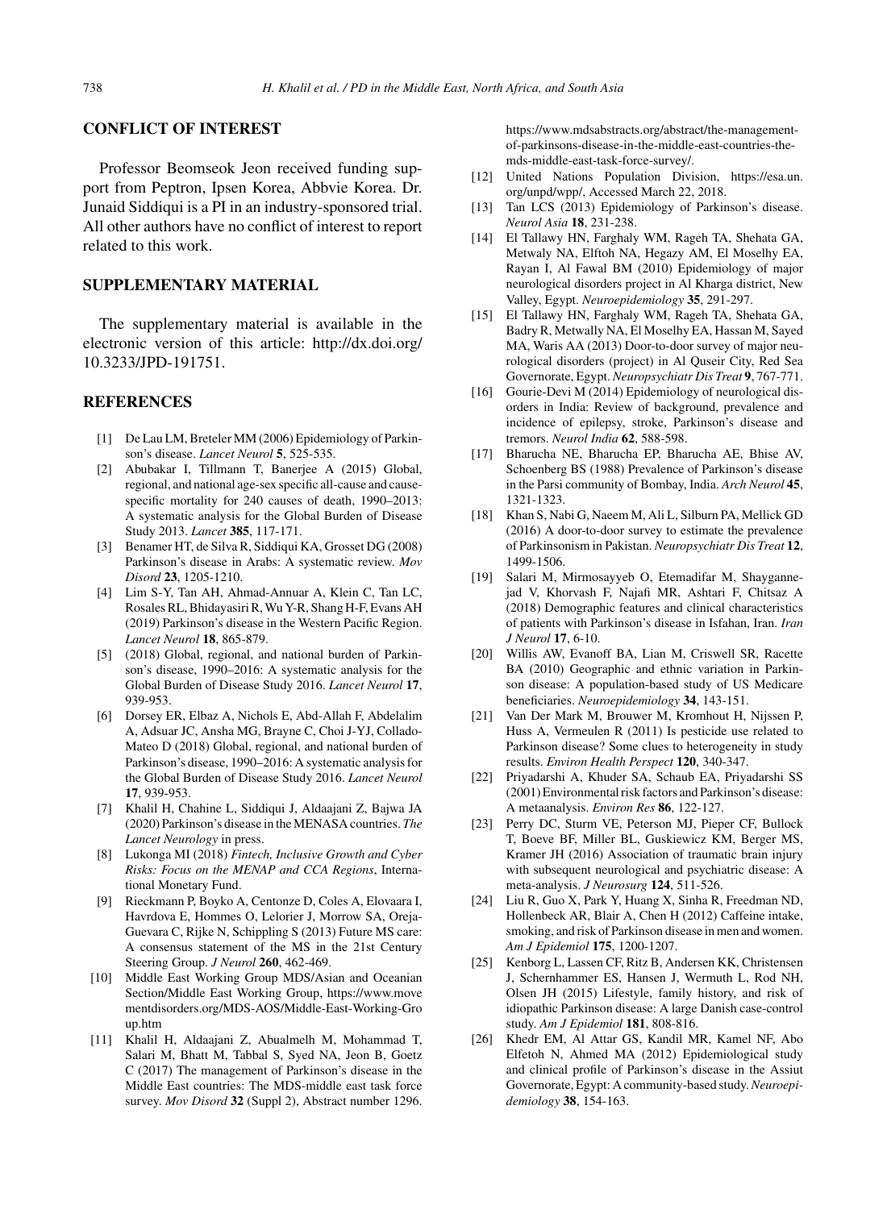## CONFLICT OF INTEREST

Professor Beomseok Jeon received funding support from Peptron, Ipsen Korea, Abbvie Korea. Dr. Junaid Siddiqui is a PI in an industry-sponsored trial. All other authors have no conflict of interest to report related to this work.

## SUPPLEMENTARY MATERIAL

The supplementary material is available in the electronic version of this article: http://dx.doi.org/10.3233/JPD-191751.

## REFERENCES

[1] De Lau LM, Breteler MM (2006) Epidemiology of Parkinson's disease. *Lancet Neurol* **5**, 525-535.

[2] Abubakar I, Tillmann T, Banerjee A (2015) Global, regional, and national age-sex specific all-cause and cause-specific mortality for 240 causes of death, 1990–2013: A systematic analysis for the Global Burden of Disease Study 2013. *Lancet* **385**, 117-171.

[3] Benamer HT, de Silva R, Siddiqui KA, Grosset DG (2008) Parkinson's disease in Arabs: A systematic review. *Mov Disord* **23**, 1205-1210.

[4] Lim S-Y, Tan AH, Ahmad-Annuar A, Klein C, Tan LC, Rosales RL, Bhidayasiri R, Wu Y-R, Shang H-F, Evans AH (2019) Parkinson's disease in the Western Pacific Region. *Lancet Neurol* **18**, 865-879.

[5] (2018) Global, regional, and national burden of Parkinson's disease, 1990–2016: A systematic analysis for the Global Burden of Disease Study 2016. *Lancet Neurol* **17**, 939-953.

[6] Dorsey ER, Elbaz A, Nichols E, Abd-Allah F, Abdelalim A, Adsuar JC, Ansha MG, Brayne C, Choi J-YJ, Collado-Mateo D (2018) Global, regional, and national burden of Parkinson's disease, 1990–2016: A systematic analysis for the Global Burden of Disease Study 2016. *Lancet Neurol* **17**, 939-953.

[7] Khalil H, Chahine L, Siddiqui J, Aldaajani Z, Bajwa JA (2020) Parkinson's disease in the MENASA countries. *The Lancet Neurology* in press.

[8] Lukonga MI (2018) *Fintech, Inclusive Growth and Cyber Risks: Focus on the MENAP and CCA Regions*, International Monetary Fund.

[9] Rieckmann P, Boyko A, Centonze D, Coles A, Elovaara I, Havrdova E, Hommes O, Lelorier J, Morrow SA, Oreja-Guevara C, Rijke N, Schippling S (2013) Future MS care: A consensus statement of the MS in the 21st Century Steering Group. *J Neurol* **260**, 462-469.

[10] Middle East Working Group MDS/Asian and Oceanian Section/Middle East Working Group, https://www.movementdisorders.org/MDS-AOS/Middle-East-Working-Group.htm

[11] Khalil H, Aldaajani Z, Abualmelh M, Mohammad T, Salari M, Bhatt M, Tabbal S, Syed NA, Jeon B, Goetz C (2017) The management of Parkinson's disease in the Middle East countries: The MDS-middle east task force survey. *Mov Disord* **32** (Suppl 2), Abstract number 1296. https://www.mdsabstracts.org/abstract/the-management-of-parkinsons-disease-in-the-middle-east-countries-the-mds-middle-east-task-force-survey/.

[12] United Nations Population Division, https://esa.un.org/unpd/wpp/, Accessed March 22, 2018.

[13] Tan LCS (2013) Epidemiology of Parkinson's disease. *Neurol Asia* **18**, 231-238.

[14] El Tallawy HN, Farghaly WM, Rageh TA, Shehata GA, Metwaly NA, Elftoh NA, Hegazy AM, El Moselhy EA, Rayan I, Al Fawal BM (2010) Epidemiology of major neurological disorders project in Al Kharga district, New Valley, Egypt. *Neuroepidemiology* **35**, 291-297.

[15] El Tallawy HN, Farghaly WM, Rageh TA, Shehata GA, Badry R, Metwally NA, El Moselhy EA, Hassan M, Sayed MA, Waris AA (2013) Door-to-door survey of major neurological disorders (project) in Al Quseir City, Red Sea Governorate, Egypt. *Neuropsychiatr Dis Treat* **9**, 767-771.

[16] Gourie-Devi M (2014) Epidemiology of neurological disorders in India: Review of background, prevalence and incidence of epilepsy, stroke, Parkinson's disease and tremors. *Neurol India* **62**, 588-598.

[17] Bharucha NE, Bharucha EP, Bharucha AE, Bhise AV, Schoenberg BS (1988) Prevalence of Parkinson's disease in the Parsi community of Bombay, India. *Arch Neurol* **45**, 1321-1323.

[18] Khan S, Nabi G, Naeem M, Ali L, Silburn PA, Mellick GD (2016) A door-to-door survey to estimate the prevalence of Parkinsonism in Pakistan. *Neuropsychiatr Dis Treat* **12**, 1499-1506.

[19] Salari M, Mirmosayyeb O, Etemadifar M, Shayganne-jad V, Khorvash F, Najafi MR, Ashtari F, Chitsaz A (2018) Demographic features and clinical characteristics of patients with Parkinson's disease in Isfahan, Iran. *Iran J Neurol* **17**, 6-10.

[20] Willis AW, Evanoff BA, Lian M, Criswell SR, Racette BA (2010) Geographic and ethnic variation in Parkinson disease: A population-based study of US Medicare beneficiaries. *Neuroepidemiology* **34**, 143-151.

[21] Van Der Mark M, Brouwer M, Kromhout H, Nijssen P, Huss A, Vermeulen R (2011) Is pesticide use related to Parkinson disease? Some clues to heterogeneity in study results. *Environ Health Perspect* **120**, 340-347.

[22] Priyadarshi A, Khuder SA, Schaub EA, Priyadarshi SS (2001) Environmental risk factors and Parkinson's disease: A metaanalysis. *Environ Res* **86**, 122-127.

[23] Perry DC, Sturm VE, Peterson MJ, Pieper CF, Bullock T, Boeve BF, Miller BL, Guskiewicz KM, Berger MS, Kramer JH (2016) Association of traumatic brain injury with subsequent neurological and psychiatric disease: A meta-analysis. *J Neurosurg* **124**, 511-526.

[24] Liu R, Guo X, Park Y, Huang X, Sinha R, Freedman ND, Hollenbeck AR, Blair A, Chen H (2012) Caffeine intake, smoking, and risk of Parkinson disease in men and women. *Am J Epidemiol* **175**, 1200-1207.

[25] Kenborg L, Lassen CF, Ritz B, Andersen KK, Christensen J, Schernhammer ES, Hansen J, Wermuth L, Rod NH, Olsen JH (2015) Lifestyle, family history, and risk of idiopathic Parkinson disease: A large Danish case-control study. *Am J Epidemiol* **181**, 808-816.

[26] Khedr EM, Al Attar GS, Kandil MR, Kamel NF, Abo Elfetoh N, Ahmed MA (2012) Epidemiological study and clinical profile of Parkinson's disease in the Assiut Governorate, Egypt: A community-based study. *Neuroepidemiology* **38**, 154-163.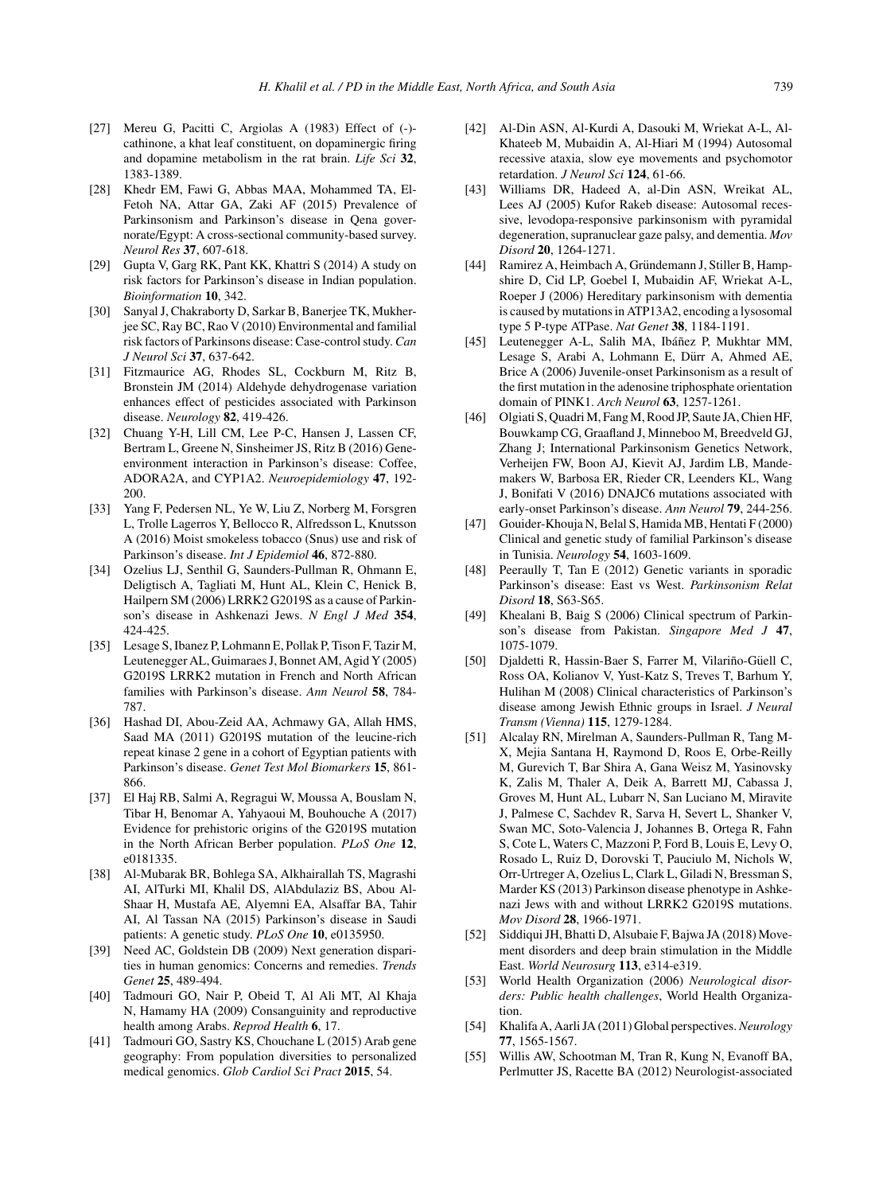- [27] Mereu G, Pacitti C, Argiolas A (1983) Effect of (-)-cathinone, a khat leaf constituent, on dopaminergic firing and dopamine metabolism in the rat brain. *Life Sci* **32**, 1383-1389.
- [28] Khedr EM, Fawi G, Abbas MAA, Mohammed TA, El-Fetoh NA, Attar GA, Zaki AF (2015) Prevalence of Parkinsonism and Parkinson's disease in Qena governorate/Egypt: A cross-sectional community-based survey. *Neurol Res* **37**, 607-618.
- [29] Gupta V, Garg RK, Pant KK, Khattri S (2014) A study on risk factors for Parkinson's disease in Indian population. *Bioinformation* **10**, 342.
- [30] Sanyal J, Chakraborty D, Sarkar B, Banerjee TK, Mukherjee SC, Ray BC, Rao V (2010) Environmental and familial risk factors of Parkinsons disease: Case-control study. *Can J Neurol Sci* **37**, 637-642.
- [31] Fitzmaurice AG, Rhodes SL, Cockburn M, Ritz B, Bronstein JM (2014) Aldehyde dehydrogenase variation enhances effect of pesticides associated with Parkinson disease. *Neurology* **82**, 419-426.
- [32] Chuang Y-H, Lill CM, Lee P-C, Hansen J, Lassen CF, Bertram L, Greene N, Sinsheimer JS, Ritz B (2016) Gene-environment interaction in Parkinson's disease: Coffee, ADORA2A, and CYP1A2. *Neuroepidemiology* **47**, 192-200.
- [33] Yang F, Pedersen NL, Ye W, Liu Z, Norberg M, Forsgren L, Trolle Lagerros Y, Bellocco R, Alfredsson L, Knutsson A (2016) Moist smokeless tobacco (Snus) use and risk of Parkinson's disease. *Int J Epidemiol* **46**, 872-880.
- [34] Ozelius LJ, Senthil G, Saunders-Pullman R, Ohmann E, Deligtisch A, Tagliati M, Hunt AL, Klein C, Henick B, Hailpern SM (2006) LRRK2 G2019S as a cause of Parkinson's disease in Ashkenazi Jews. *N Engl J Med* **354**, 424-425.
- [35] Lesage S, Ibanez P, Lohmann E, Pollak P, Tison F, Tazir M, Leutenegger AL, Guimaraes J, Bonnet AM, Agid Y (2005) G2019S LRRK2 mutation in French and North African families with Parkinson's disease. *Ann Neurol* **58**, 784-787.
- [36] Hashad DI, Abou-Zeid AA, Achmawy GA, Allah HMS, Saad MA (2011) G2019S mutation of the leucine-rich repeat kinase 2 gene in a cohort of Egyptian patients with Parkinson's disease. *Genet Test Mol Biomarkers* **15**, 861-866.
- [37] El Haj RB, Salmi A, Regragui W, Moussa A, Bouslam N, Tibar H, Benomar A, Yahyaoui M, Bouhouche A (2017) Evidence for prehistoric origins of the G2019S mutation in the North African Berber population. *PLoS One* **12**, e0181335.
- [38] Al-Mubarak BR, Bohlega SA, Alkhairallah TS, Magrashi AI, AlTurki MI, Khalil DS, AlAbdulaziz BS, Abou Al-Shaar H, Mustafa AE, Alyemni EA, Alsaffar BA, Tahir AI, Al Tassan NA (2015) Parkinson's disease in Saudi patients: A genetic study. *PLoS One* **10**, e0135950.
- [39] Need AC, Goldstein DB (2009) Next generation disparities in human genomics: Concerns and remedies. *Trends Genet* **25**, 489-494.
- [40] Tadmouri GO, Nair P, Obeid T, Al Ali MT, Al Khaja N, Hamamy HA (2009) Consanguinity and reproductive health among Arabs. *Reprod Health* **6**, 17.
- [41] Tadmouri GO, Sastry KS, Chouchane L (2015) Arab gene geography: From population diversities to personalized medical genomics. *Glob Cardiol Sci Pract* **2015**, 54.
- [42] Al-Din ASN, Al-Kurdi A, Dasouki M, Wriekat A-L, Al-Khateeb M, Mubaidin A, Al-Hiari M (1994) Autosomal recessive ataxia, slow eye movements and psychomotor retardation. *J Neurol Sci* **124**, 61-66.
- [43] Williams DR, Hadeed A, al-Din ASN, Wreikat AL, Lees AJ (2005) Kufor Rakeb disease: Autosomal recessive, levodopa-responsive parkinsonism with pyramidal degeneration, supranuclear gaze palsy, and dementia. *Mov Disord* **20**, 1264-1271.
- [44] Ramirez A, Heimbach A, Gründemann J, Stiller B, Hampshire D, Cid LP, Goebel I, Mubaidin AF, Wriekat A-L, Roeper J (2006) Hereditary parkinsonism with dementia is caused by mutations in ATP13A2, encoding a lysosomal type 5 P-type ATPase. *Nat Genet* **38**, 1184-1191.
- [45] Leutenegger A-L, Salih MA, Ibáñez P, Mukhtar MM, Lesage S, Arabi A, Lohmann E, Dürr A, Ahmed AE, Brice A (2006) Juvenile-onset Parkinsonism as a result of the first mutation in the adenosine triphosphate orientation domain of PINK1. *Arch Neurol* **63**, 1257-1261.
- [46] Olgiati S, Quadri M, Fang M, Rood JP, Saute JA, Chien HF, Bouwkamp CG, Graafland J, Minneboo M, Breedveld GJ, Zhang J; International Parkinsonism Genetics Network, Verheijen FW, Boon AJ, Kievit AJ, Jardim LB, Mandemakers W, Barbosa ER, Rieder CR, Leenders KL, Wang J, Bonifati V (2016) DNAJC6 mutations associated with early-onset Parkinson's disease. *Ann Neurol* **79**, 244-256.
- [47] Gouider-Khouja N, Belal S, Hamida MB, Hentati F (2000) Clinical and genetic study of familial Parkinson's disease in Tunisia. *Neurology* **54**, 1603-1609.
- [48] Peeraully T, Tan E (2012) Genetic variants in sporadic Parkinson's disease: East vs West. *Parkinsonism Relat Disord* **18**, S63-S65.
- [49] Khealani B, Baig S (2006) Clinical spectrum of Parkinson's disease from Pakistan. *Singapore Med J* **47**, 1075-1079.
- [50] Djaldetti R, Hassin-Baer S, Farrer M, Vilariño-Güell C, Ross OA, Kolianov V, Yust-Katz S, Treves T, Barhum Y, Hulihan M (2008) Clinical characteristics of Parkinson's disease among Jewish Ethnic groups in Israel. *J Neural Transm (Vienna)* **115**, 1279-1284.
- [51] Alcalay RN, Mirelman A, Saunders-Pullman R, Tang M-X, Mejia Santana H, Raymond D, Roos E, Orbe-Reilly M, Gurevich T, Bar Shira A, Gana Weisz M, Yasinovsky K, Zalis M, Thaler A, Deik A, Barrett MJ, Cabassa J, Groves M, Hunt AL, Lubarr N, San Luciano M, Miravite J, Palmese C, Sachdev R, Sarva H, Severt L, Shanker V, Swan MC, Soto-Valencia J, Johannes B, Ortega R, Fahn S, Cote L, Waters C, Mazzoni P, Ford B, Louis E, Levy O, Rosado L, Ruiz D, Dorovski T, Pauciulo M, Nichols W, Orr-Urtreger A, Ozelius L, Clark L, Giladi N, Bressman S, Marder KS (2013) Parkinson disease phenotype in Ashkenazi Jews with and without LRRK2 G2019S mutations. *Mov Disord* **28**, 1966-1971.
- [52] Siddiqui JH, Bhatti D, Alsubaie F, Bajwa JA (2018) Movement disorders and deep brain stimulation in the Middle East. *World Neurosurg* **113**, e314-e319.
- [53] World Health Organization (2006) *Neurological disorders: Public health challenges*, World Health Organization.
- [54] Khalifa A, Aarli JA (2011) Global perspectives. *Neurology* **77**, 1565-1567.
- [55] Willis AW, Schootman M, Tran R, Kung N, Evanoff BA, Perlmutter JS, Racette BA (2012) Neurologist-associated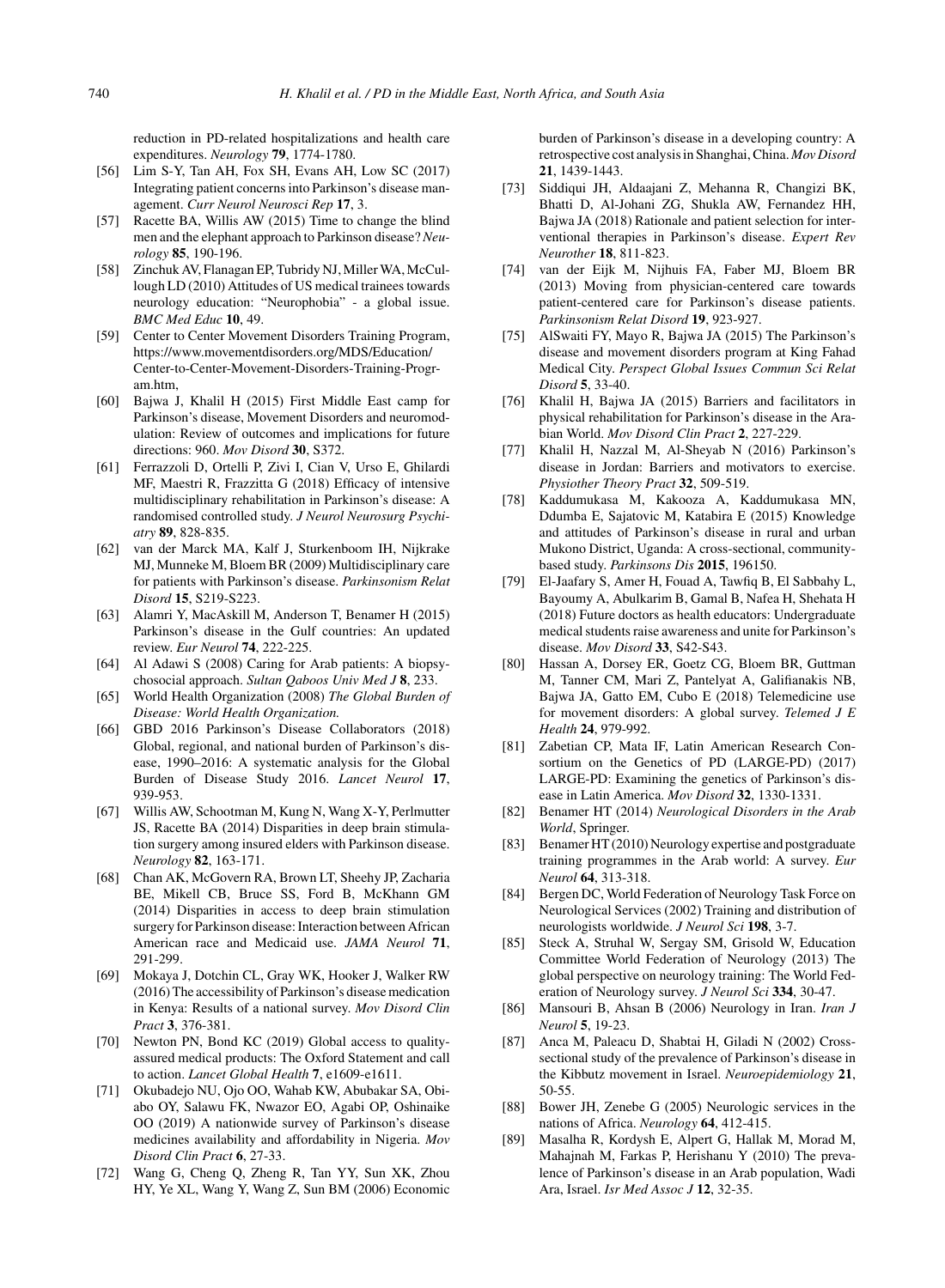reduction in PD-related hospitalizations and health care expenditures. *Neurology* **79**, 1774-1780.

[56] Lim S-Y, Tan AH, Fox SH, Evans AH, Low SC (2017) Integrating patient concerns into Parkinson's disease management. *Curr Neurol Neurosci Rep* **17**, 3.

[57] Racette BA, Willis AW (2015) Time to change the blind men and the elephant approach to Parkinson disease? *Neurology* **85**, 190-196.

[58] Zinchuk AV, Flanagan EP, Tubridy NJ, Miller WA, McCullough LD (2010) Attitudes of US medical trainees towards neurology education: "Neurophobia" - a global issue. *BMC Med Educ* **10**, 49.

[59] Center to Center Movement Disorders Training Program, https://www.movementdisorders.org/MDS/Education/Center-to-Center-Movement-Disorders-Training-Program.htm,

[60] Bajwa J, Khalil H (2015) First Middle East camp for Parkinson's disease, Movement Disorders and neuromodulation: Review of outcomes and implications for future directions: 960. *Mov Disord* **30**, S372.

[61] Ferrazzoli D, Ortelli P, Zivi I, Cian V, Urso E, Ghilardi MF, Maestri R, Frazzitta G (2018) Efficacy of intensive multidisciplinary rehabilitation in Parkinson's disease: A randomised controlled study. *J Neurol Neurosurg Psychiatry* **89**, 828-835.

[62] van der Marck MA, Kalf J, Sturkenboom IH, Nijkrake MJ, Munneke M, Bloem BR (2009) Multidisciplinary care for patients with Parkinson's disease. *Parkinsonism Relat Disord* **15**, S219-S223.

[63] Alamri Y, MacAskill M, Anderson T, Benamer H (2015) Parkinson's disease in the Gulf countries: An updated review. *Eur Neurol* **74**, 222-225.

[64] Al Adawi S (2008) Caring for Arab patients: A biopsychosocial approach. *Sultan Qaboos Univ Med J* **8**, 233.

[65] World Health Organization (2008) *The Global Burden of Disease: World Health Organization.*

[66] GBD 2016 Parkinson's Disease Collaborators (2018) Global, regional, and national burden of Parkinson's disease, 1990–2016: A systematic analysis for the Global Burden of Disease Study 2016. *Lancet Neurol* **17**, 939-953.

[67] Willis AW, Schootman M, Kung N, Wang X-Y, Perlmutter JS, Racette BA (2014) Disparities in deep brain stimulation surgery among insured elders with Parkinson disease. *Neurology* **82**, 163-171.

[68] Chan AK, McGovern RA, Brown LT, Sheehy JP, Zacharia BE, Mikell CB, Bruce SS, Ford B, McKhann GM (2014) Disparities in access to deep brain stimulation surgery for Parkinson disease: Interaction between African American race and Medicaid use. *JAMA Neurol* **71**, 291-299.

[69] Mokaya J, Dotchin CL, Gray WK, Hooker J, Walker RW (2016) The accessibility of Parkinson's disease medication in Kenya: Results of a national survey. *Mov Disord Clin Pract* **3**, 376-381.

[70] Newton PN, Bond KC (2019) Global access to quality-assured medical products: The Oxford Statement and call to action. *Lancet Global Health* **7**, e1609-e1611.

[71] Okubadejo NU, Ojo OO, Wahab KW, Abubakar SA, Obiabo OY, Salawu FK, Nwazor EO, Agabi OP, Oshinaike OO (2019) A nationwide survey of Parkinson's disease medicines availability and affordability in Nigeria. *Mov Disord Clin Pract* **6**, 27-33.

[72] Wang G, Cheng Q, Zheng R, Tan YY, Sun XK, Zhou HY, Ye XL, Wang Y, Wang Z, Sun BM (2006) Economic burden of Parkinson's disease in a developing country: A retrospective cost analysis in Shanghai, China. *Mov Disord* **21**, 1439-1443.

[73] Siddiqui JH, Aldaajani Z, Mehanna R, Changizi BK, Bhatti D, Al-Johani ZG, Shukla AW, Fernandez HH, Bajwa JA (2018) Rationale and patient selection for interventional therapies in Parkinson's disease. *Expert Rev Neurother* **18**, 811-823.

[74] van der Eijk M, Nijhuis FA, Faber MJ, Bloem BR (2013) Moving from physician-centered care towards patient-centered care for Parkinson's disease patients. *Parkinsonism Relat Disord* **19**, 923-927.

[75] AlSwaiti FY, Mayo R, Bajwa JA (2015) The Parkinson's disease and movement disorders program at King Fahad Medical City. *Perspect Global Issues Commun Sci Relat Disord* **5**, 33-40.

[76] Khalil H, Bajwa JA (2015) Barriers and facilitators in physical rehabilitation for Parkinson's disease in the Arabian World. *Mov Disord Clin Pract* **2**, 227-229.

[77] Khalil H, Nazzal M, Al-Sheyab N (2016) Parkinson's disease in Jordan: Barriers and motivators to exercise. *Physiother Theory Pract* **32**, 509-519.

[78] Kaddumukasa M, Kakooza A, Kaddumukasa MN, Ddumba E, Sajatovic M, Katabira E (2015) Knowledge and attitudes of Parkinson's disease in rural and urban Mukono District, Uganda: A cross-sectional, community-based study. *Parkinsons Dis* **2015**, 196150.

[79] El-Jaafary S, Amer H, Fouad A, Tawfiq B, El Sabbahy L, Bayoumy A, Abulkarim B, Gamal B, Nafea H, Shehata H (2018) Future doctors as health educators: Undergraduate medical students raise awareness and unite for Parkinson's disease. *Mov Disord* **33**, S42-S43.

[80] Hassan A, Dorsey ER, Goetz CG, Bloem BR, Guttman M, Tanner CM, Mari Z, Pantelyat A, Galifianakis NB, Bajwa JA, Gatto EM, Cubo E (2018) Telemedicine use for movement disorders: A global survey. *Telemed J E Health* **24**, 979-992.

[81] Zabetian CP, Mata IF, Latin American Research Consortium on the Genetics of PD (LARGE-PD) (2017) LARGE-PD: Examining the genetics of Parkinson's disease in Latin America. *Mov Disord* **32**, 1330-1331.

[82] Benamer HT (2014) *Neurological Disorders in the Arab World*, Springer.

[83] Benamer HT (2010) Neurology expertise and postgraduate training programmes in the Arab world: A survey. *Eur Neurol* **64**, 313-318.

[84] Bergen DC, World Federation of Neurology Task Force on Neurological Services (2002) Training and distribution of neurologists worldwide. *J Neurol Sci* **198**, 3-7.

[85] Steck A, Struhal W, Sergay SM, Grisold W, Education Committee World Federation of Neurology (2013) The global perspective on neurology training: The World Federation of Neurology survey. *J Neurol Sci* **334**, 30-47.

[86] Mansouri B, Ahsan B (2006) Neurology in Iran. *Iran J Neurol* **5**, 19-23.

[87] Anca M, Paleacu D, Shabtai H, Giladi N (2002) Cross-sectional study of the prevalence of Parkinson's disease in the Kibbutz movement in Israel. *Neuroepidemiology* **21**, 50-55.

[88] Bower JH, Zenebe G (2005) Neurologic services in the nations of Africa. *Neurology* **64**, 412-415.

[89] Masalha R, Kordysh E, Alpert G, Hallak M, Morad M, Mahajnah M, Farkas P, Herishanu Y (2010) The prevalence of Parkinson's disease in an Arab population, Wadi Ara, Israel. *Isr Med Assoc J* **12**, 32-35.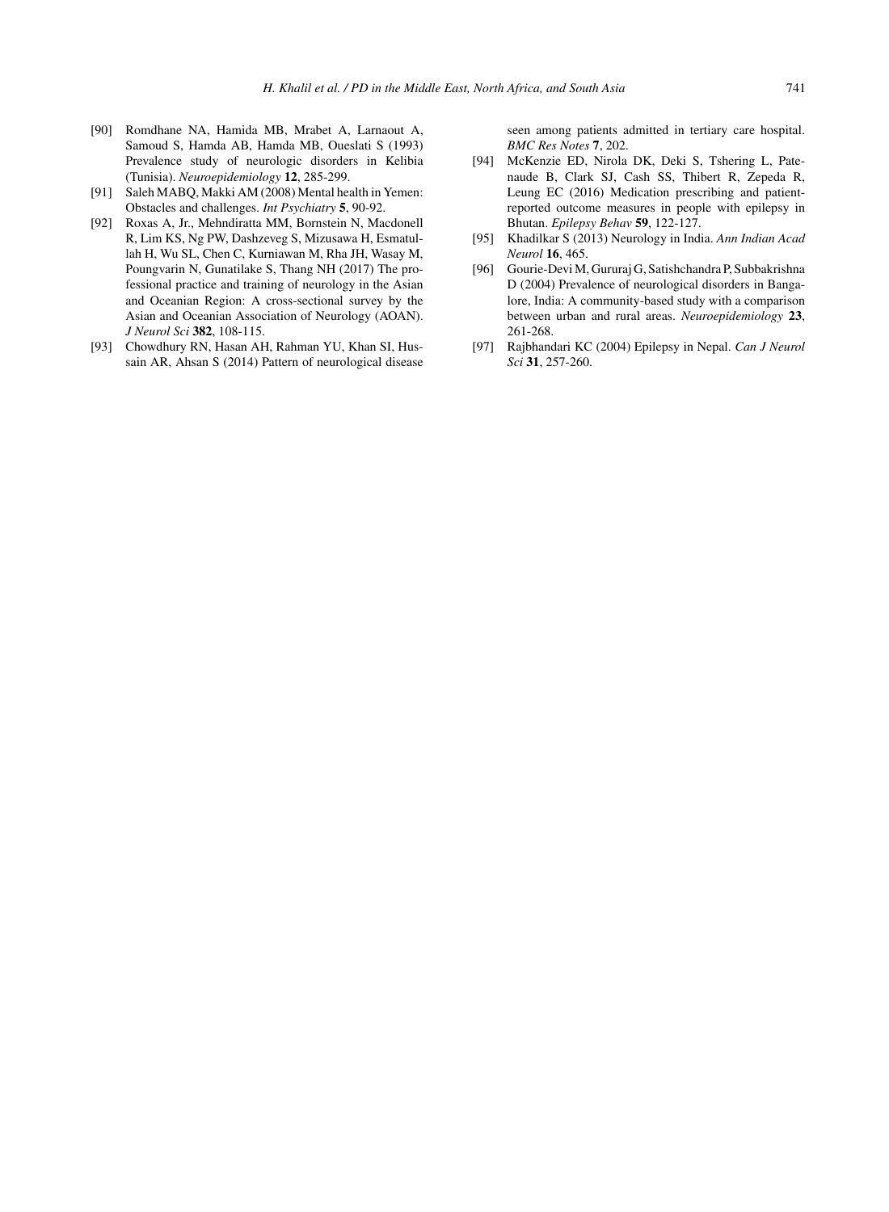[90] Romdhane NA, Hamida MB, Mrabet A, Larnaout A, Samoud S, Hamda AB, Hamda MB, Oueslati S (1993) Prevalence study of neurologic disorders in Kelibia (Tunisia). *Neuroepidemiology* **12**, 285-299.

[91] Saleh MABQ, Makki AM (2008) Mental health in Yemen: Obstacles and challenges. *Int Psychiatry* **5**, 90-92.

[92] Roxas A, Jr., Mehndiratta MM, Bornstein N, Macdonell R, Lim KS, Ng PW, Dashzeveg S, Mizusawa H, Esmatullah H, Wu SL, Chen C, Kurniawan M, Rha JH, Wasay M, Poungvarin N, Gunatilake S, Thang NH (2017) The professional practice and training of neurology in the Asian and Oceanian Region: A cross-sectional survey by the Asian and Oceanian Association of Neurology (AOAN). *J Neurol Sci* **382**, 108-115.

[93] Chowdhury RN, Hasan AH, Rahman YU, Khan SI, Hussain AR, Ahsan S (2014) Pattern of neurological disease seen among patients admitted in tertiary care hospital. *BMC Res Notes* **7**, 202.

[94] McKenzie ED, Nirola DK, Deki S, Tshering L, Patenaude B, Clark SJ, Cash SS, Thibert R, Zepeda R, Leung EC (2016) Medication prescribing and patient-reported outcome measures in people with epilepsy in Bhutan. *Epilepsy Behav* **59**, 122-127.

[95] Khadilkar S (2013) Neurology in India. *Ann Indian Acad Neurol* **16**, 465.

[96] Gourie-Devi M, Gururaj G, Satishchandra P, Subbakrishna D (2004) Prevalence of neurological disorders in Bangalore, India: A community-based study with a comparison between urban and rural areas. *Neuroepidemiology* **23**, 261-268.

[97] Rajbhandari KC (2004) Epilepsy in Nepal. *Can J Neurol Sci* **31**, 257-260.